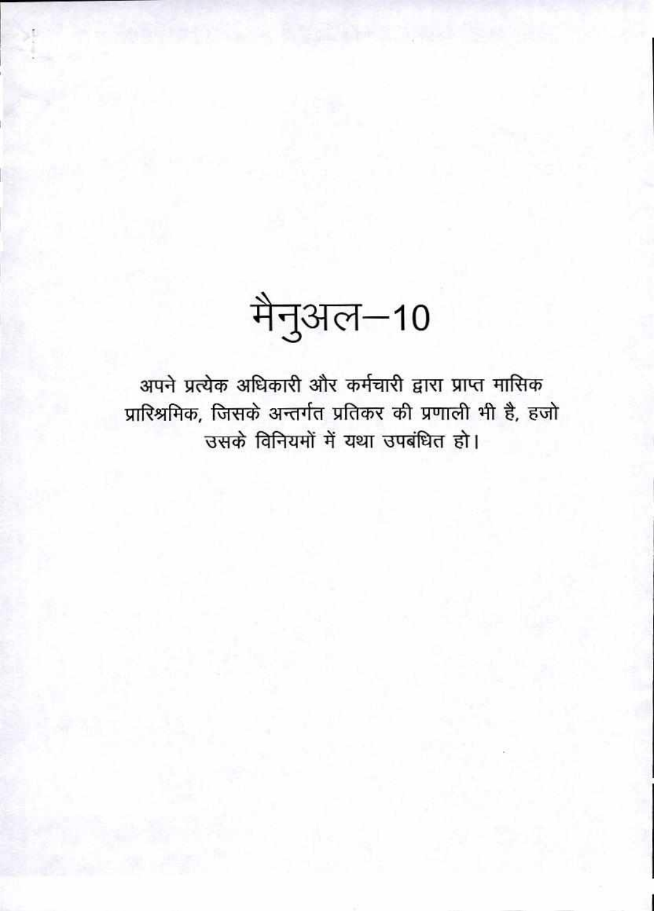# मैनुअल–10

अपने प्रत्येक अधिकारी और कर्मचारी द्वारा प्राप्त मासिक प्रारिश्रमिक, जिसके अन्तर्गत प्रतिकर की प्रणाली भी है, हजो उसके विनियमों में यथा उपबंधित हो।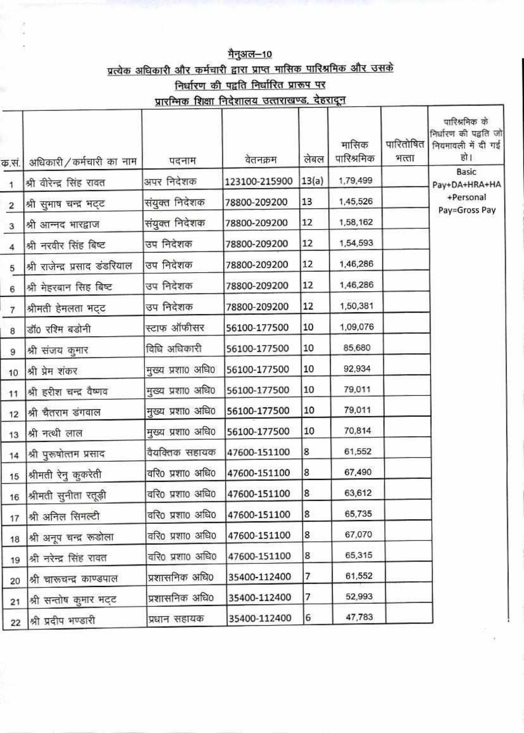<u>मैनुअल–10</u>

<u>प्रत्येक अधिकारी और कर्मचारी द्वारा प्राप्त मासिक पारिश्रमिक और उसके निर्धारण की पद्वति निर्धारित प्रारूप पर</u>

<u>प्रारम्भिक शिक्षा निदेशालय उत्तराखण्ड, देहरादून</u>

| क्र.सं. | अधिकारी / कर्मचारी का नाम | पदनाम | वेतनक्रम | लेबल | मासिक पारिश्रमिक | पारितोषित भत्ता | पारिश्रमिक के निर्धारण की पद्वति जो नियमावली में दी गई हो। |
|---|---|---|---|---|---|---|---|
| 1 | श्री वीरेन्द्र सिंह रावत | अपर निदेशक | 123100-215900 | 13(a) | 1,79,499 | | Basic Pay+DA+HRA+HA +Personal Pay=Gross Pay |
| 2 | श्री सुभाष चन्द्र भट्ट | संयुक्त निदेशक | 78800-209200 | 13 | 1,45,526 | | |
| 3 | श्री आनन्द भारद्वाज | संयुक्त निदेशक | 78800-209200 | 12 | 1,58,162 | | |
| 4 | श्री नरवीर सिंह बिष्ट | उप निदेशक | 78800-209200 | 12 | 1,54,593 | | |
| 5 | श्री राजेन्द्र प्रसाद डंडरियाल | उप निदेशक | 78800-209200 | 12 | 1,46,286 | | |
| 6 | श्री मेहरबान सिह बिष्ट | उप निदेशक | 78800-209200 | 12 | 1,46,286 | | |
| 7 | श्रीमती हेमलता भट्ट | उप निदेशक | 78800-209200 | 12 | 1,50,381 | | |
| 8 | डॉ0 रश्मि बडोनी | स्टाफ ऑफीसर | 56100-177500 | 10 | 1,09,076 | | |
| 9 | श्री संजय कुमार | विधि अधिकारी | 56100-177500 | 10 | 85,680 | | |
| 10 | श्री प्रेम शंकर | मुख्य प्रशा0 अधि0 | 56100-177500 | 10 | 92,934 | | |
| 11 | श्री हरीश चन्द्र वैष्णव | मुख्य प्रशा0 अधि0 | 56100-177500 | 10 | 79,011 | | |
| 12 | श्री चैतराम डंगवाल | मुख्य प्रशा0 अधि0 | 56100-177500 | 10 | 79,011 | | |
| 13 | श्री नत्थी लाल | मुख्य प्रशा0 अधि0 | 56100-177500 | 10 | 70,814 | | |
| 14 | श्री पुरुषोत्तम प्रसाद | वैयक्तिक सहायक | 47600-151100 | 8 | 61,552 | | |
| 15 | श्रीमती रेनु कुकरेती | वरि0 प्रशा0 अधि0 | 47600-151100 | 8 | 67,490 | | |
| 16 | श्रीमती सुनीता रतूड़ी | वरि0 प्रशा0 अधि0 | 47600-151100 | 8 | 63,612 | | |
| 17 | श्री अनिल सिमल्टी | वरि0 प्रशा0 अधि0 | 47600-151100 | 8 | 65,735 | | |
| 18 | श्री अनूप चन्द्र रूडोला | वरि0 प्रशा0 अधि0 | 47600-151100 | 8 | 67,070 | | |
| 19 | श्री नरेन्द्र सिंह रावत | वरि0 प्रशा0 अधि0 | 47600-151100 | 8 | 65,315 | | |
| 20 | श्री चारुचन्द्र काण्डपाल | प्रशासनिक अधि0 | 35400-112400 | 7 | 61,552 | | |
| 21 | श्री सन्तोष कुमार भट्ट | प्रशासनिक अधि0 | 35400-112400 | 7 | 52,993 | | |
| 22 | श्री प्रदीप भण्डारी | प्रधान सहायक | 35400-112400 | 6 | 47,783 | | |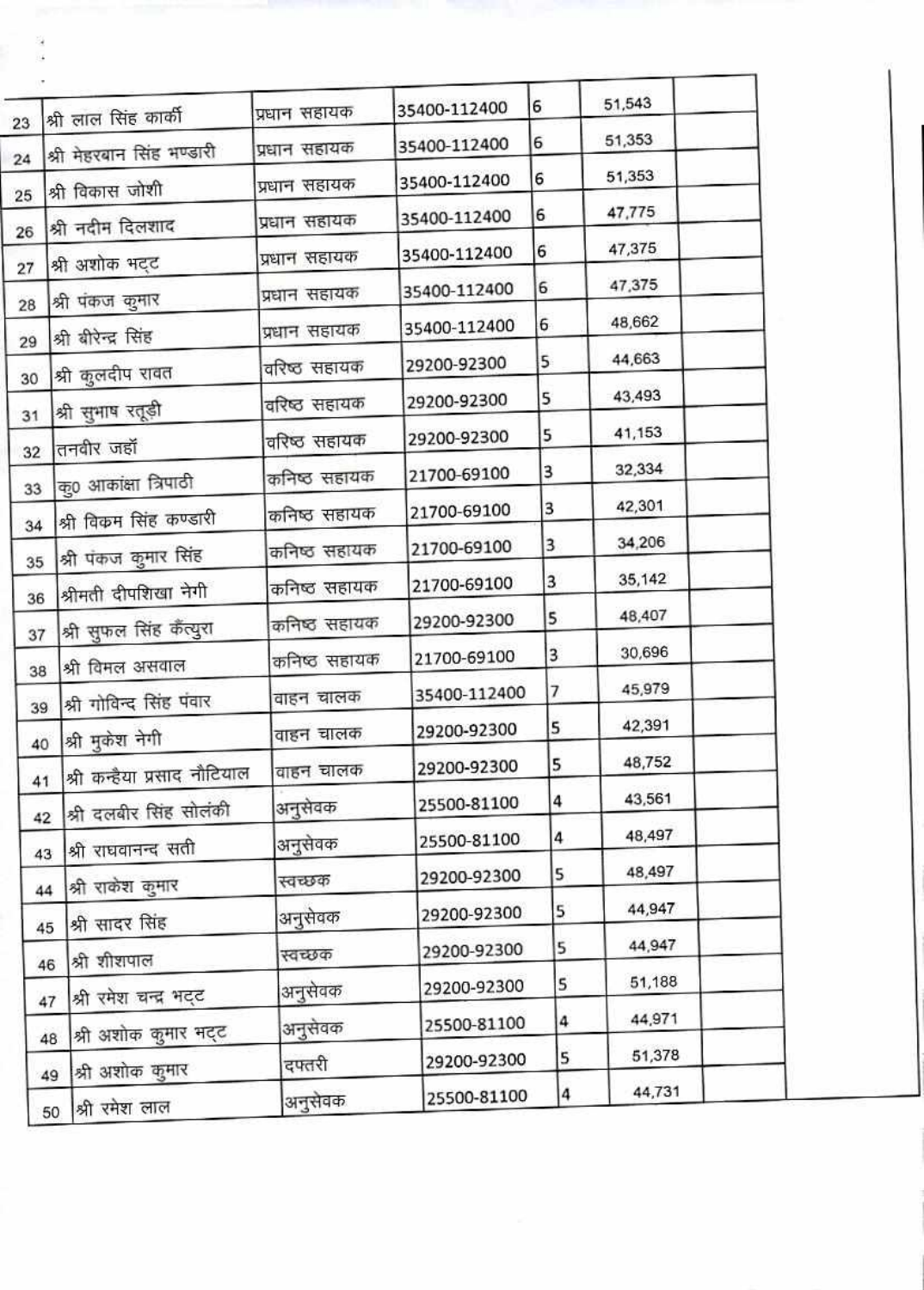| | | | | | | |
|---|---|---|---|---|---|---|
| 23 | श्री लाल सिंह कार्की | प्रधान सहायक | 35400-112400 | 6 | 51,543 | |
| 24 | श्री मेहरबान सिंह भण्डारी | प्रधान सहायक | 35400-112400 | 6 | 51,353 | |
| 25 | श्री विकास जोशी | प्रधान सहायक | 35400-112400 | 6 | 51,353 | |
| 26 | श्री नदीम दिलशाद | प्रधान सहायक | 35400-112400 | 6 | 47,775 | |
| 27 | श्री अशोक भट्ट | प्रधान सहायक | 35400-112400 | 6 | 47,375 | |
| 28 | श्री पंकज कुमार | प्रधान सहायक | 35400-112400 | 6 | 47,375 | |
| 29 | श्री बीरेन्द्र सिंह | प्रधान सहायक | 35400-112400 | 6 | 48,662 | |
| 30 | श्री कुलदीप रावत | वरिष्ठ सहायक | 29200-92300 | 5 | 44,663 | |
| 31 | श्री सुभाष रतूड़ी | वरिष्ठ सहायक | 29200-92300 | 5 | 43,493 | |
| 32 | तनवीर जहाँ | वरिष्ठ सहायक | 29200-92300 | 5 | 41,153 | |
| 33 | कु0 आकांक्षा त्रिपाठी | कनिष्ठ सहायक | 21700-69100 | 3 | 32,334 | |
| 34 | श्री विक्रम सिंह कण्डारी | कनिष्ठ सहायक | 21700-69100 | 3 | 42,301 | |
| 35 | श्री पंकज कुमार सिंह | कनिष्ठ सहायक | 21700-69100 | 3 | 34,206 | |
| 36 | श्रीमती दीपशिखा नेगी | कनिष्ठ सहायक | 21700-69100 | 3 | 35,142 | |
| 37 | श्री सुफल सिंह कँत्युरा | कनिष्ठ सहायक | 29200-92300 | 5 | 48,407 | |
| 38 | श्री विमल असवाल | कनिष्ठ सहायक | 21700-69100 | 3 | 30,696 | |
| 39 | श्री गोविन्द सिंह पंवार | वाहन चालक | 35400-112400 | 7 | 45,979 | |
| 40 | श्री मुकेश नेगी | वाहन चालक | 29200-92300 | 5 | 42,391 | |
| 41 | श्री कन्हैया प्रसाद नौटियाल | वाहन चालक | 29200-92300 | 5 | 48,752 | |
| 42 | श्री दलबीर सिंह सोलंकी | अनुसेवक | 25500-81100 | 4 | 43,561 | |
| 43 | श्री राघवानन्द सती | अनुसेवक | 25500-81100 | 4 | 48,497 | |
| 44 | श्री राकेश कुमार | स्वच्छक | 29200-92300 | 5 | 48,497 | |
| 45 | श्री सादर सिंह | अनुसेवक | 29200-92300 | 5 | 44,947 | |
| 46 | श्री शीशपाल | स्वच्छक | 29200-92300 | 5 | 44,947 | |
| 47 | श्री रमेश चन्द्र भट्ट | अनुसेवक | 29200-92300 | 5 | 51,188 | |
| 48 | श्री अशोक कुमार भट्ट | अनुसेवक | 25500-81100 | 4 | 44,971 | |
| 49 | श्री अशोक कुमार | दफ्तरी | 29200-92300 | 5 | 51,378 | |
| 50 | श्री रमेश लाल | अनुसेवक | 25500-81100 | 4 | 44,731 | |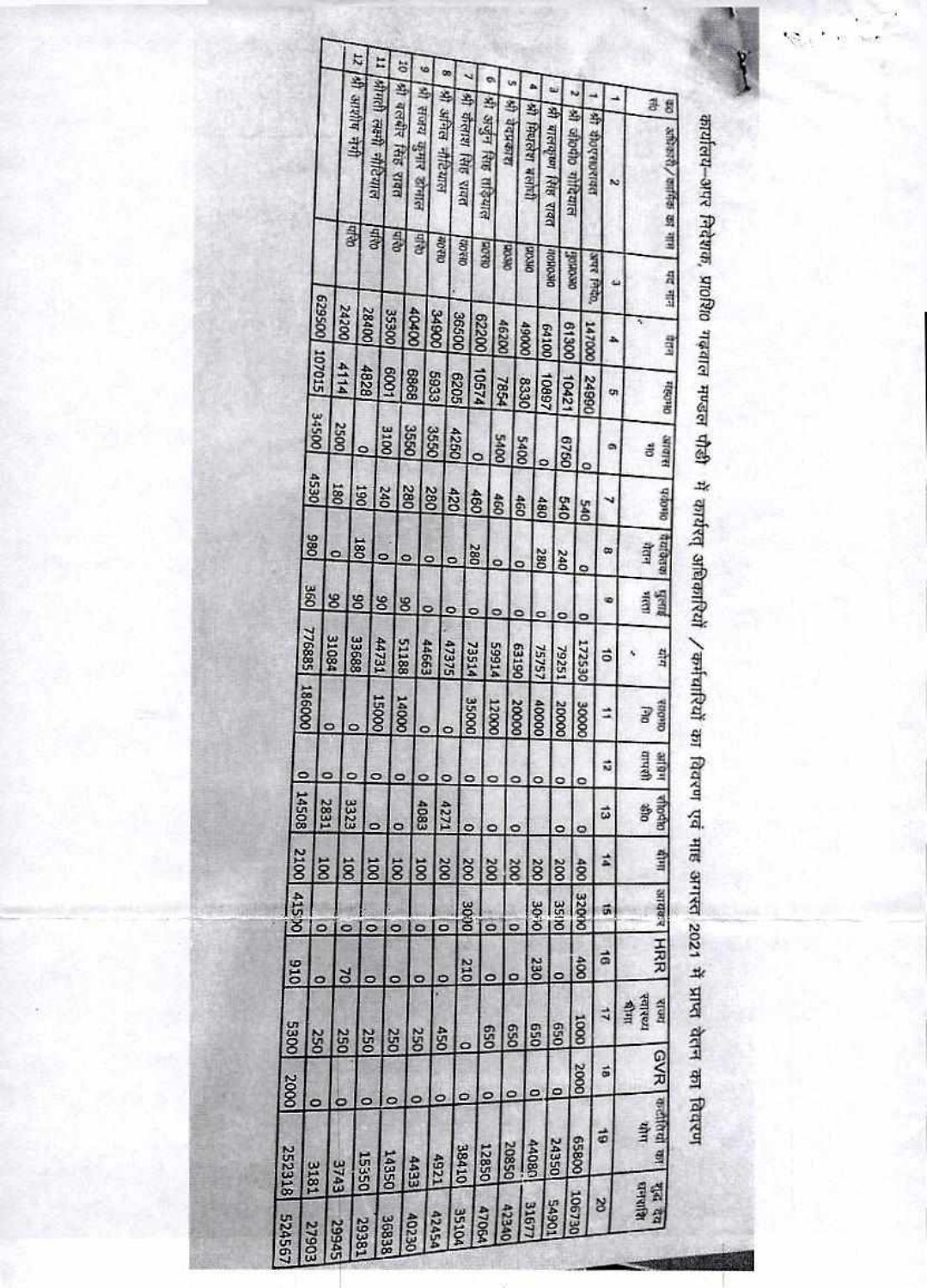# कार्यालय–अपर निदेशक, प्रा0शि0 गढ़वाल मण्डल पौड़ी में कार्यरत् अधिकारियों / कर्मचारियों का विवरण एवं माह अगस्त 2021 में प्राप्त वेतन का विवरण

| क्र0 सं0 | अधिकारी/कार्मिक का नाम | पद नाम | वेतन | महंगाई | आवास भत्ता | पर्वतीय | वैयक्तिक वेतन | धुलाई भत्ता | योग | सा0भ0 नि0 | अग्रिम वापसी | सी0पी0 एफ0 | बीमा | आयकर | HRR | राज्य स्वास्थ्य बीमा | GVR | कटौतियों का योग | शुद्ध देय धनराशि |
|---|---|---|---|---|---|---|---|---|---|---|---|---|---|---|---|---|---|---|---|
| 1 | 2 | 3 | 4 | 5 | 6 | 7 | 8 | 9 | 10 | 11 | 12 | 13 | 14 | 15 | 16 | 17 | 18 | 19 | 20 |
| 1 | श्री जी0एस0रावत | अपर निदे0 | 147000 | 24990 | 0 | 540 | 0 | 0 | 172530 | 30000 | 0 | 0 | 400 | 32000 | 400 | 1000 | 2000 | 65800 | 106730 |
| 2 | श्री जी0पी0 गोदियाल | प्र0स0अ0 | 61300 | 10421 | 6750 | 540 | 240 | 0 | 79251 | 20000 | 0 | 0 | 200 | 3500 | 0 | 650 | 0 | 24350 | 54901 |
| 3 | श्री बालकृष्ण सिंह रावत | व0प्र0स0अ0 | 64100 | 10897 | 0 | 480 | 280 | 0 | 75757 | 40000 | 0 | | 200 | 3000 | 230 | 650 | 0 | 44080 | 31677 |
| 4 | श्री मिथलेश भण्डारी | प्र0स0 | 49000 | 8330 | 5400 | 460 | 0 | 0 | 63190 | 20000 | 0 | 0 | 200 | 0 | 0 | 650 | 0 | 20850 | 42340 |
| 5 | श्री वेदप्रकाश | प्र0स0 | 46200 | 7854 | 5400 | 460 | 0 | 0 | 59914 | 12000 | 0 | 0 | 200 | 0 | 0 | 650 | 0 | 12850 | 47064 |
| 6 | श्री अर्जुन सिंह ताड़ियाल | प्र0स0 | 62200 | 10574 | 0 | 460 | 280 | 0 | 73514 | 35000 | 0 | 0 | 200 | 3000 | 210 | 0 | 0 | 38410 | 35104 |
| 7 | श्री कैलाश सिंह रावत | व0स0 | 36500 | 6205 | 4250 | 420 | 0 | 0 | 47375 | 0 | 0 | 4271 | 200 | 0 | 0 | 450 | 0 | 4921 | 42454 |
| 8 | श्री अनिल नौटियाल | क0स0 | 34900 | 5933 | 3550 | 280 | 0 | 0 | 44663 | 0 | 0 | 4083 | 100 | 0 | 0 | 250 | 0 | 4433 | 40230 |
| 9 | श्री संजय कुमार डोभाल | परि0 | 40400 | 6868 | 3550 | 280 | 0 | 90 | 51188 | 14000 | 0 | 0 | 100 | 0 | 0 | 250 | 0 | 14350 | 36838 |
| 10 | श्री बलबीर सिंह रावत | परि0 | 35300 | 6001 | 3100 | 240 | 0 | 90 | 44731 | 15000 | 0 | 0 | 100 | 0 | 0 | 250 | 0 | 15350 | 29381 |
| 11 | श्रीमती लक्ष्मी नौटियाल | परि0 | 28400 | 4828 | 0 | 190 | 180 | 90 | 33688 | 0 | 0 | 3323 | 100 | 0 | 70 | 250 | 0 | 3743 | 29945 |
| 12 | श्री आशीष नेगी | परि0 | 24200 | 4114 | 2500 | 180 | 0 | 90 | 31084 | 0 | 0 | 2831 | 100 | 0 | 0 | 250 | 0 | 3181 | 27903 |
| | | | 629500 | 107015 | 34500 | 4530 | 980 | 360 | 776885 | 186000 | 0 | 14508 | 2100 | 41500 | 910 | 5300 | 2000 | 252318 | 524567 |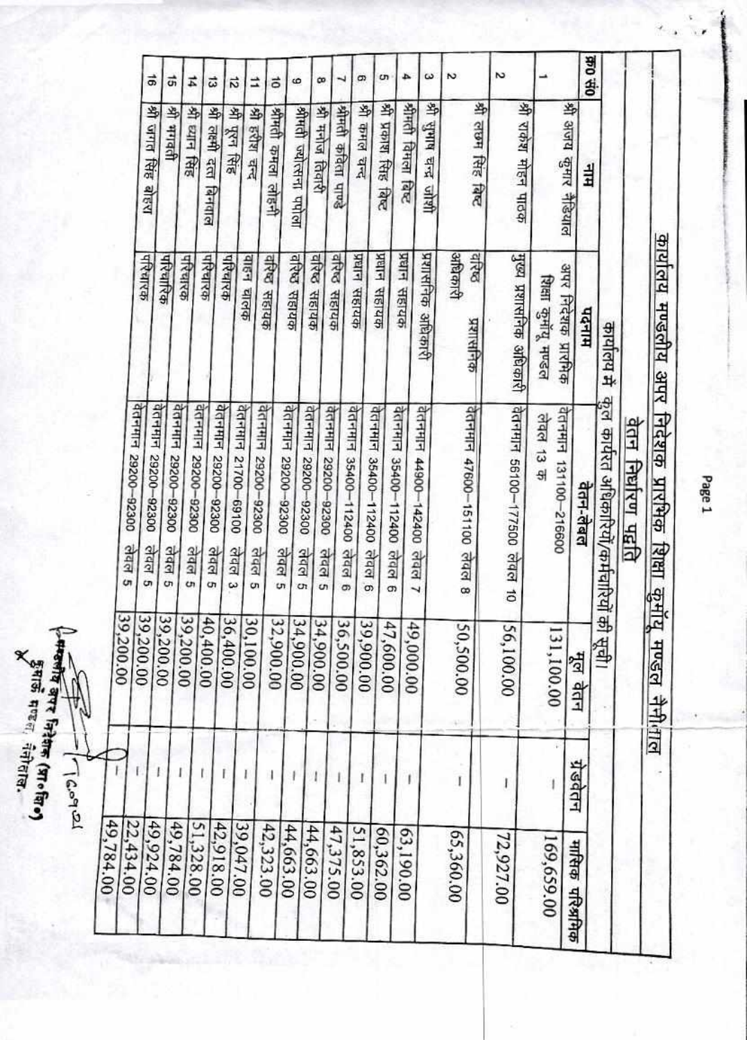## कार्यालय मण्डलीय अपर निदेशक प्रारंभिक शिक्षा कुमाँयू मण्डल नैनीताल

### वेतन निर्धारण पद्वति

### कार्यालय में कुल कार्यरत अधिकारियों/कर्मचारियों की सूची

| क्र0 सं0 | नाम | पदनाम | वेतन-लेवल | मूल वेतन | ग्रेडवेतन | मासिक पारिश्रमिक |
|---|---|---|---|---|---|---|
| 1 | श्री अजय कुमार नैडियाल | अपर निदेशक प्रारंभिक शिक्षा कुमाँयू मण्डल | वेतनमान 131100—216600 लेवल 13 क | 131,100.00 | — | 169,659.00 |
| 2 | श्री राकेश मोहन पाठक | मुख्य प्रशासनिक अधिकारी | वेतनमान 56100—177500 लेवल 10 | 56,100.00 | — | 72,927.00 |
| 2 | श्री लक्ष्मण सिंह बिष्ट | वरिष्ठ प्रशासनिक अधिकारी | वेतनमान 47600—151100 लेवल 8 | 50,500.00 | — | 65,360.00 |
| 3 | श्री सुभाष चन्द्र जोशी | प्रशासनिक अधिकारी | वेतनमान 44900—142400 लेवल 7 | 49,000.00 | — | 63,190.00 |
| 4 | श्रीमती विमला बिष्ट | प्रधान सहायक | वेतनमान 35400—112400 लेवल 6 | 47,600.00 | — | 60,362.00 |
| 5 | श्री प्रकाश सिंह बिष्ट | प्रधान सहायक | वेतनमान 35400—112400 लेवल 6 | 39,900.00 | — | 51,853.00 |
| 6 | श्री कमल चन्द्र | प्रधान सहायक | वेतनमान 35400—112400 लेवल 6 | 36,500.00 | — | 47,375.00 |
| 7 | श्रीमती कविता पाण्डे | वरिष्ठ सहायक | वेतनमान 29200—92300 लेवल 5 | 34,900.00 | — | 44,663.00 |
| 8 | श्री मनोज तिवारी | वरिष्ठ सहायक | वेतनमान 29200—92300 लेवल 5 | 34,900.00 | — | 44,663.00 |
| 9 | श्रीमती ज्योत्सना पपोला | वरिष्ठ सहायक | वेतनमान 29200—92300 लेवल 5 | 32,900.00 | — | 42,323.00 |
| 10 | श्रीमती कमला लोहनी | वरिष्ठ सहायक | वेतनमान 29200—92300 लेवल 5 | 30,100.00 | — | 39,047.00 |
| 11 | श्री हरीश चन्द्र | वाहन चालक | वेतनमान 21700—69100 लेवल 3 | 36,400.00 | — | 42,918.00 |
| 12 | श्री पूरन सिंह | परिचारक | वेतनमान 29200—92300 लेवल 5 | 40,400.00 | — | 51,328.00 |
| 13 | श्री लक्ष्मी दत्त बिनवाल | परिचारक | वेतनमान 29200—92300 लेवल 5 | 39,200.00 | — | 49,784.00 |
| 14 | श्री ध्यान सिंह | परिचारक | वेतनमान 29200—92300 लेवल 5 | 39,200.00 | — | 49,924.00 |
| 15 | श्री भगवती | परिचारिक | वेतनमान 29200—92300 लेवल 5 | 39,200.00 | — | 22,434.00 |
| 16 | श्री जगत सिंह बोहरा | परिचारक | वेतनमान 29200—92300 लेवल 5 | 39,200.00 | — | 49,784.00 |

16.09.21

मण्डलीय अपर निदेशक (प्रा०शि०)
कुमाऊँ मण्डल, नैनीताल।